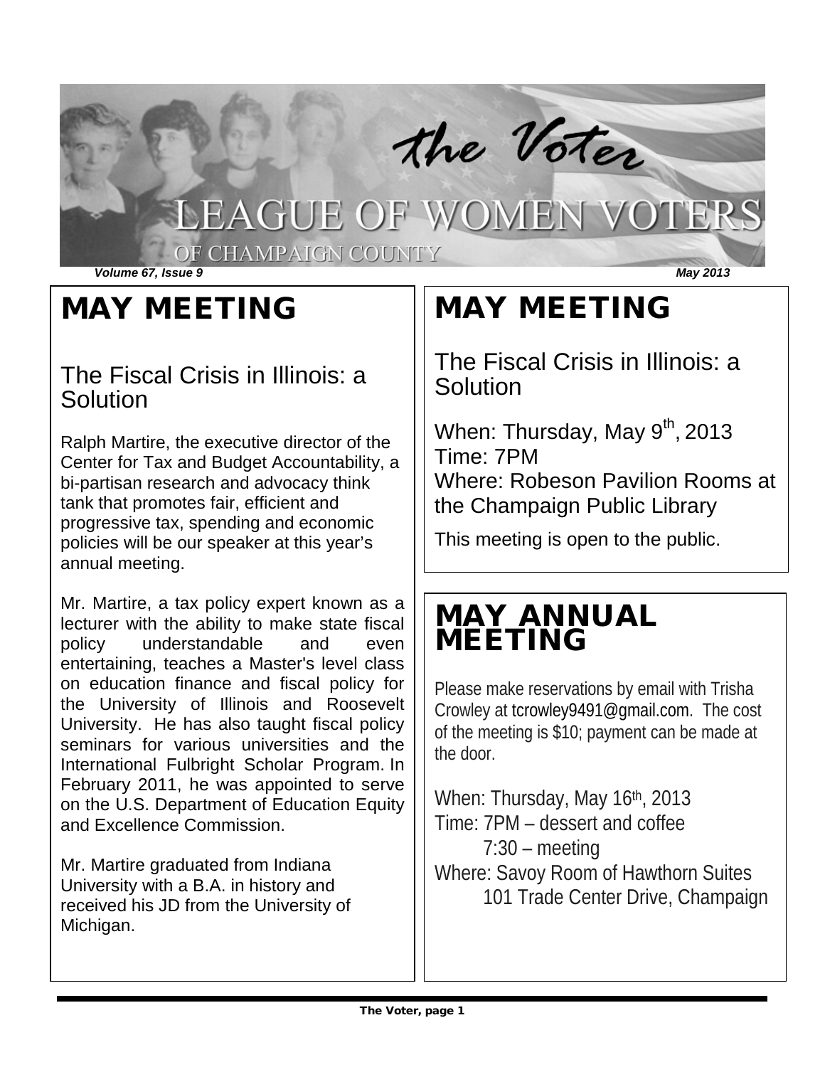# the Voter

## LEAGUE OF WOMEN VOTERS OF CHAMPAIGN COUNTY

*Volume 67, Issue 9* *May 2013*

## MAY MEETING

### The Fiscal Crisis in Illinois: a Solution

Ralph Martire, the executive director of the Center for Tax and Budget Accountability, a bi-partisan research and advocacy think tank that promotes fair, efficient and progressive tax, spending and economic policies will be our speaker at this year's annual meeting.

Mr. Martire, a tax policy expert known as a lecturer with the ability to make state fiscal policy understandable and even entertaining, teaches a Master's level class on education finance and fiscal policy for the University of Illinois and Roosevelt University. He has also taught fiscal policy seminars for various universities and the International Fulbright Scholar Program. In February 2011, he was appointed to serve on the U.S. Department of Education Equity and Excellence Commission.

Mr. Martire graduated from Indiana University with a B.A. in history and received his JD from the University of Michigan.

## MAY MEETING

### The Fiscal Crisis in Illinois: a Solution

When: Thursday, May 9th, 2013
Time: 7PM
Where: Robeson Pavilion Rooms at the Champaign Public Library

This meeting is open to the public.

## MAY ANNUAL MEETING

Please make reservations by email with Trisha Crowley at tcrowley9491@gmail.com. The cost of the meeting is $10; payment can be made at the door.

When: Thursday, May 16th, 2013
Time: 7PM – dessert and coffee
7:30 – meeting
Where: Savoy Room of Hawthorn Suites
101 Trade Center Drive, Champaign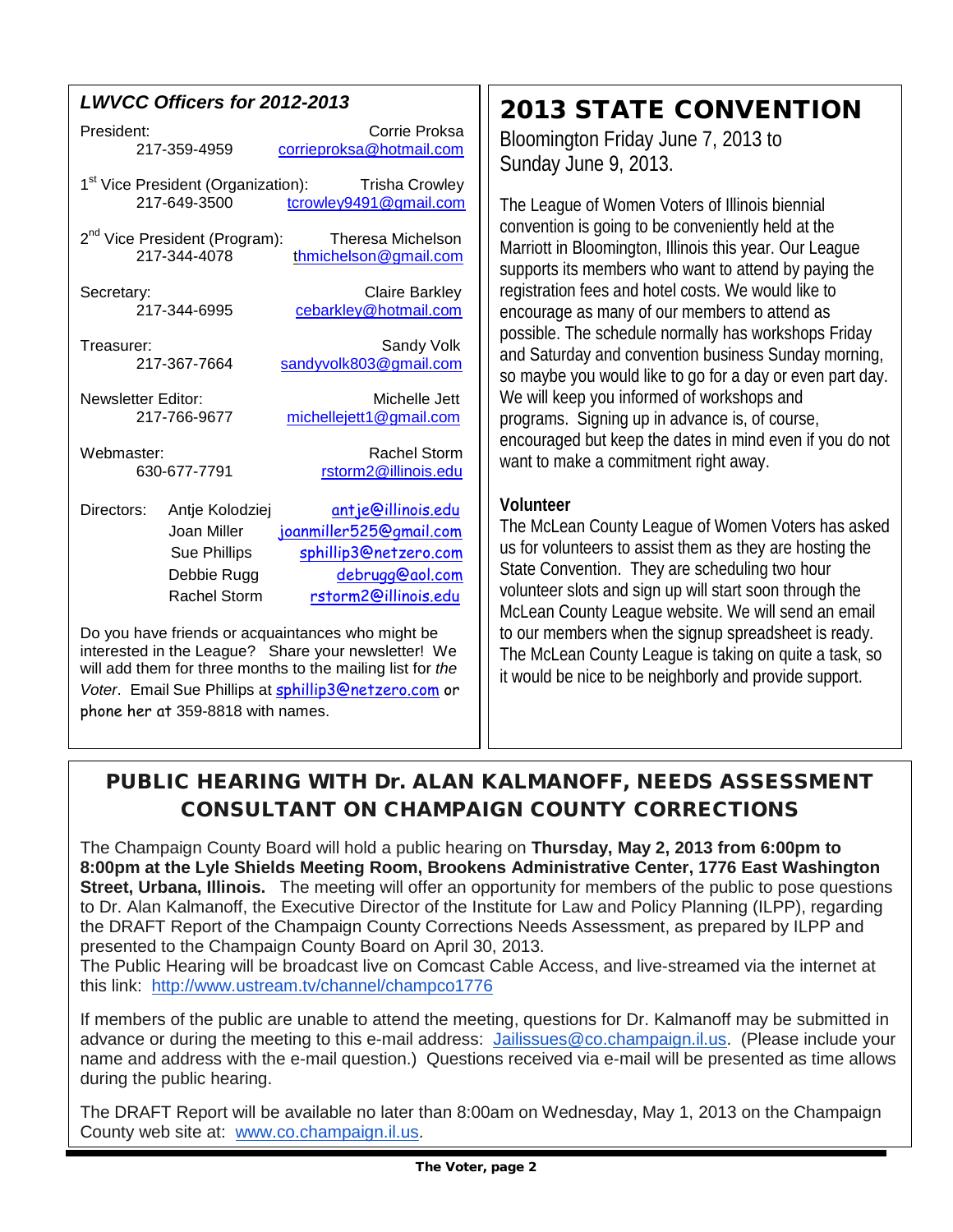## LWVCC Officers for 2012-2013

President: Corrie Proksa
217-359-4959 corrieproksa@hotmail.com

1st Vice President (Organization): Trisha Crowley
217-649-3500 tcrowley9491@gmail.com

2nd Vice President (Program): Theresa Michelson
217-344-4078 thmichelson@gmail.com

Secretary: Claire Barkley
217-344-6995 cebarkley@hotmail.com

Treasurer: Sandy Volk
217-367-7664 sandyvolk803@gmail.com

Newsletter Editor: Michelle Jett
217-766-9677 michellejett1@gmail.com

Webmaster: Rachel Storm
630-677-7791 rstorm2@illinois.edu

Directors:
- Antje Kolodziej antje@illinois.edu
- Joan Miller joanmiller525@gmail.com
- Sue Phillips sphillip3@netzero.com
- Debbie Rugg debrugg@aol.com
- Rachel Storm rstorm2@illinois.edu

Do you have friends or acquaintances who might be interested in the League? Share your newsletter! We will add them for three months to the mailing list for *the Voter*. Email Sue Phillips at sphillip3@netzero.com or phone her at 359-8818 with names.

# 2013 STATE CONVENTION

Bloomington Friday June 7, 2013 to Sunday June 9, 2013.

The League of Women Voters of Illinois biennial convention is going to be conveniently held at the Marriott in Bloomington, Illinois this year. Our League supports its members who want to attend by paying the registration fees and hotel costs. We would like to encourage as many of our members to attend as possible. The schedule normally has workshops Friday and Saturday and convention business Sunday morning, so maybe you would like to go for a day or even part day. We will keep you informed of workshops and programs. Signing up in advance is, of course, encouraged but keep the dates in mind even if you do not want to make a commitment right away.

### Volunteer

The McLean County League of Women Voters has asked us for volunteers to assist them as they are hosting the State Convention. They are scheduling two hour volunteer slots and sign up will start soon through the McLean County League website. We will send an email to our members when the signup spreadsheet is ready. The McLean County League is taking on quite a task, so it would be nice to be neighborly and provide support.

## PUBLIC HEARING WITH Dr. ALAN KALMANOFF, NEEDS ASSESSMENT CONSULTANT ON CHAMPAIGN COUNTY CORRECTIONS

The Champaign County Board will hold a public hearing on **Thursday, May 2, 2013 from 6:00pm to 8:00pm at the Lyle Shields Meeting Room, Brookens Administrative Center, 1776 East Washington Street, Urbana, Illinois.** The meeting will offer an opportunity for members of the public to pose questions to Dr. Alan Kalmanoff, the Executive Director of the Institute for Law and Policy Planning (ILPP), regarding the DRAFT Report of the Champaign County Corrections Needs Assessment, as prepared by ILPP and presented to the Champaign County Board on April 30, 2013.
The Public Hearing will be broadcast live on Comcast Cable Access, and live-streamed via the internet at this link: http://www.ustream.tv/channel/champco1776

If members of the public are unable to attend the meeting, questions for Dr. Kalmanoff may be submitted in advance or during the meeting to this e-mail address: Jailissues@co.champaign.il.us. (Please include your name and address with the e-mail question.) Questions received via e-mail will be presented as time allows during the public hearing.

The DRAFT Report will be available no later than 8:00am on Wednesday, May 1, 2013 on the Champaign County web site at: www.co.champaign.il.us.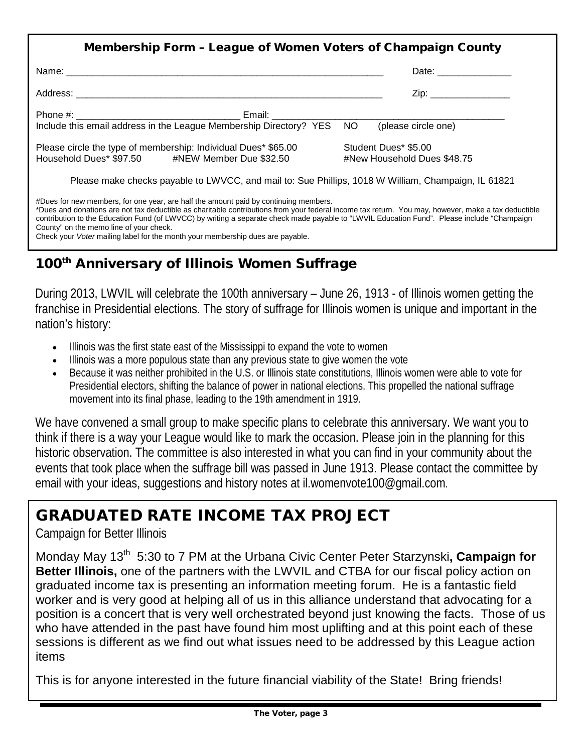## Membership Form – League of Women Voters of Champaign County

Name: ____________________________________________________________ Date: ______________

Address: __________________________________________________________ Zip: _______________

Phone #: _______________________________ Email: ___________________________________________

Include this email address in the League Membership Directory? YES NO (please circle one)

Please circle the type of membership: Individual Dues* $65.00 Student Dues* $5.00
Household Dues* $97.50 #NEW Member Due $32.50 #New Household Dues $48.75

Please make checks payable to LWVCC, and mail to: Sue Phillips, 1018 W William, Champaign, IL 61821

#Dues for new members, for one year, are half the amount paid by continuing members.
*Dues and donations are not tax deductible as charitable contributions from your federal income tax return. You may, however, make a tax deductible contribution to the Education Fund (of LWVCC) by writing a separate check made payable to "LWVIL Education Fund". Please include "Champaign County" on the memo line of your check.
Check your *Voter* mailing label for the month your membership dues are payable.

## 100th Anniversary of Illinois Women Suffrage

During 2013, LWVIL will celebrate the 100th anniversary – June 26, 1913 - of Illinois women getting the franchise in Presidential elections. The story of suffrage for Illinois women is unique and important in the nation's history:

- Illinois was the first state east of the Mississippi to expand the vote to women
- Illinois was a more populous state than any previous state to give women the vote
- Because it was neither prohibited in the U.S. or Illinois state constitutions, Illinois women were able to vote for Presidential electors, shifting the balance of power in national elections. This propelled the national suffrage movement into its final phase, leading to the 19th amendment in 1919.

We have convened a small group to make specific plans to celebrate this anniversary. We want you to think if there is a way your League would like to mark the occasion. Please join in the planning for this historic observation. The committee is also interested in what you can find in your community about the events that took place when the suffrage bill was passed in June 1913. Please contact the committee by email with your ideas, suggestions and history notes at il.womenvote100@gmail.com.

## GRADUATED RATE INCOME TAX PROJECT

Campaign for Better Illinois

Monday May 13th 5:30 to 7 PM at the Urbana Civic Center Peter Starzynski**, Campaign for Better Illinois,** one of the partners with the LWVIL and CTBA for our fiscal policy action on graduated income tax is presenting an information meeting forum. He is a fantastic field worker and is very good at helping all of us in this alliance understand that advocating for a position is a concert that is very well orchestrated beyond just knowing the facts. Those of us who have attended in the past have found him most uplifting and at this point each of these sessions is different as we find out what issues need to be addressed by this League action items

This is for anyone interested in the future financial viability of the State! Bring friends!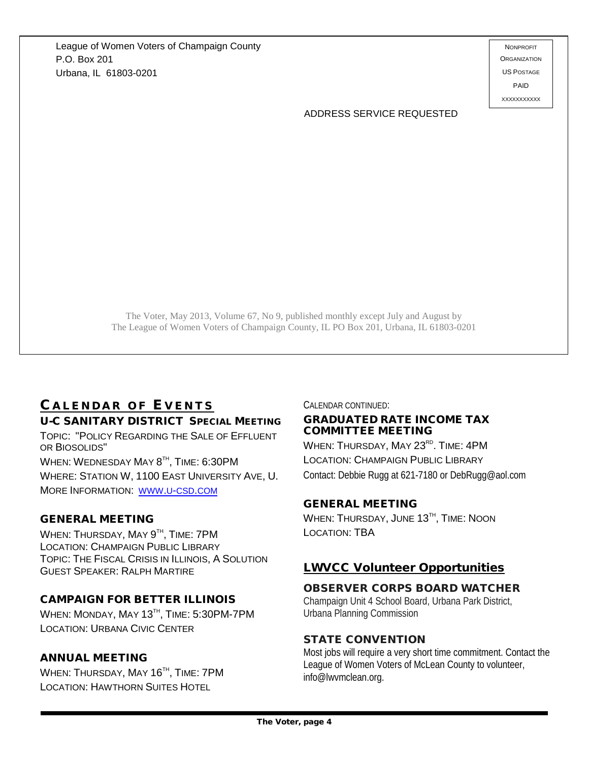League of Women Voters of Champaign County
P.O. Box 201
Urbana, IL 61803-0201

NONPROFIT ORGANIZATION
US POSTAGE
PAID
xxxxxxxxxxx

ADDRESS SERVICE REQUESTED

The Voter, May 2013, Volume 67, No 9, published monthly except July and August by
The League of Women Voters of Champaign County, IL PO Box 201, Urbana, IL 61803-0201

## CALENDAR OF EVENTS

### U-C SANITARY DISTRICT SPECIAL MEETING

TOPIC: "POLICY REGARDING THE SALE OF EFFLUENT OR BIOSOLIDS"
WHEN: WEDNESDAY MAY 8TH, TIME: 6:30PM
WHERE: STATION W, 1100 EAST UNIVERSITY AVE, U.
MORE INFORMATION: WWW.U-CSD.COM

### GENERAL MEETING

WHEN: THURSDAY, MAY 9TH, TIME: 7PM
LOCATION: CHAMPAIGN PUBLIC LIBRARY
TOPIC: THE FISCAL CRISIS IN ILLINOIS, A SOLUTION
GUEST SPEAKER: RALPH MARTIRE

### CAMPAIGN FOR BETTER ILLINOIS

WHEN: MONDAY, MAY 13TH, TIME: 5:30PM-7PM
LOCATION: URBANA CIVIC CENTER

### ANNUAL MEETING

WHEN: THURSDAY, MAY 16TH, TIME: 7PM
LOCATION: HAWTHORN SUITES HOTEL

CALENDAR CONTINUED:

### GRADUATED RATE INCOME TAX COMMITTEE MEETING

WHEN: THURSDAY, MAY 23RD. TIME: 4PM
LOCATION: CHAMPAIGN PUBLIC LIBRARY
Contact: Debbie Rugg at 621-7180 or DebRugg@aol.com

### GENERAL MEETING

WHEN: THURSDAY, JUNE 13TH, TIME: NOON
LOCATION: TBA

## LWVCC Volunteer Opportunities

### OBSERVER CORPS BOARD WATCHER

Champaign Unit 4 School Board, Urbana Park District, Urbana Planning Commission

### STATE CONVENTION

Most jobs will require a very short time commitment. Contact the League of Women Voters of McLean County to volunteer, info@lwvmclean.org.